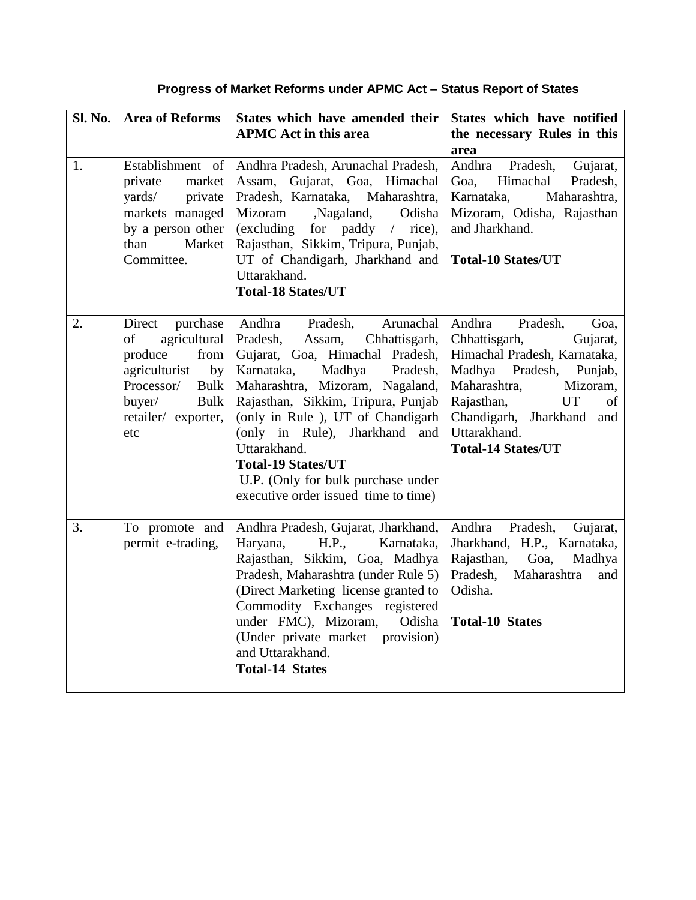**Progress of Market Reforms under APMC Act – Status Report of States**

| Sl. No. | Area of Reforms | States which have amended their APMC Act in this area | States which have notified the necessary Rules in this area |
|---|---|---|---|
| 1. | Establishment of private market yards/ private markets managed by a person other than Market Committee. | Andhra Pradesh, Arunachal Pradesh, Assam, Gujarat, Goa, Himachal Pradesh, Karnataka, Maharashtra, Mizoram ,Nagaland, Odisha (excluding for paddy / rice), Rajasthan, Sikkim, Tripura, Punjab, UT of Chandigarh, Jharkhand and Uttarakhand.<br>**Total-18 States/UT** | Andhra Pradesh, Gujarat, Goa, Himachal Pradesh, Karnataka, Maharashtra, Mizoram, Odisha, Rajasthan and Jharkhand.<br><br>**Total-10 States/UT** |
| 2. | Direct purchase of agricultural produce from agriculturist by Processor/ Bulk buyer/ Bulk retailer/ exporter, etc | Andhra Pradesh, Arunachal Pradesh, Assam, Chhattisgarh, Gujarat, Goa, Himachal Pradesh, Karnataka, Madhya Pradesh, Maharashtra, Mizoram, Nagaland, Rajasthan, Sikkim, Tripura, Punjab (only in Rule ), UT of Chandigarh (only in Rule), Jharkhand and Uttarakhand.<br>**Total-19 States/UT**<br>U.P. (Only for bulk purchase under executive order issued time to time) | Andhra Pradesh, Goa, Chhattisgarh, Gujarat, Himachal Pradesh, Karnataka, Madhya Pradesh, Punjab, Maharashtra, Mizoram, Rajasthan, UT of Chandigarh, Jharkhand and Uttarakhand.<br>**Total-14 States/UT** |
| 3. | To promote and permit e-trading, | Andhra Pradesh, Gujarat, Jharkhand, Haryana, H.P., Karnataka, Rajasthan, Sikkim, Goa, Madhya Pradesh, Maharashtra (under Rule 5) (Direct Marketing license granted to Commodity Exchanges registered under FMC), Mizoram, Odisha (Under private market provision) and Uttarakhand.<br>**Total-14 States** | Andhra Pradesh, Gujarat, Jharkhand, H.P., Karnataka, Rajasthan, Goa, Madhya Pradesh, Maharashtra and Odisha.<br><br>**Total-10 States** |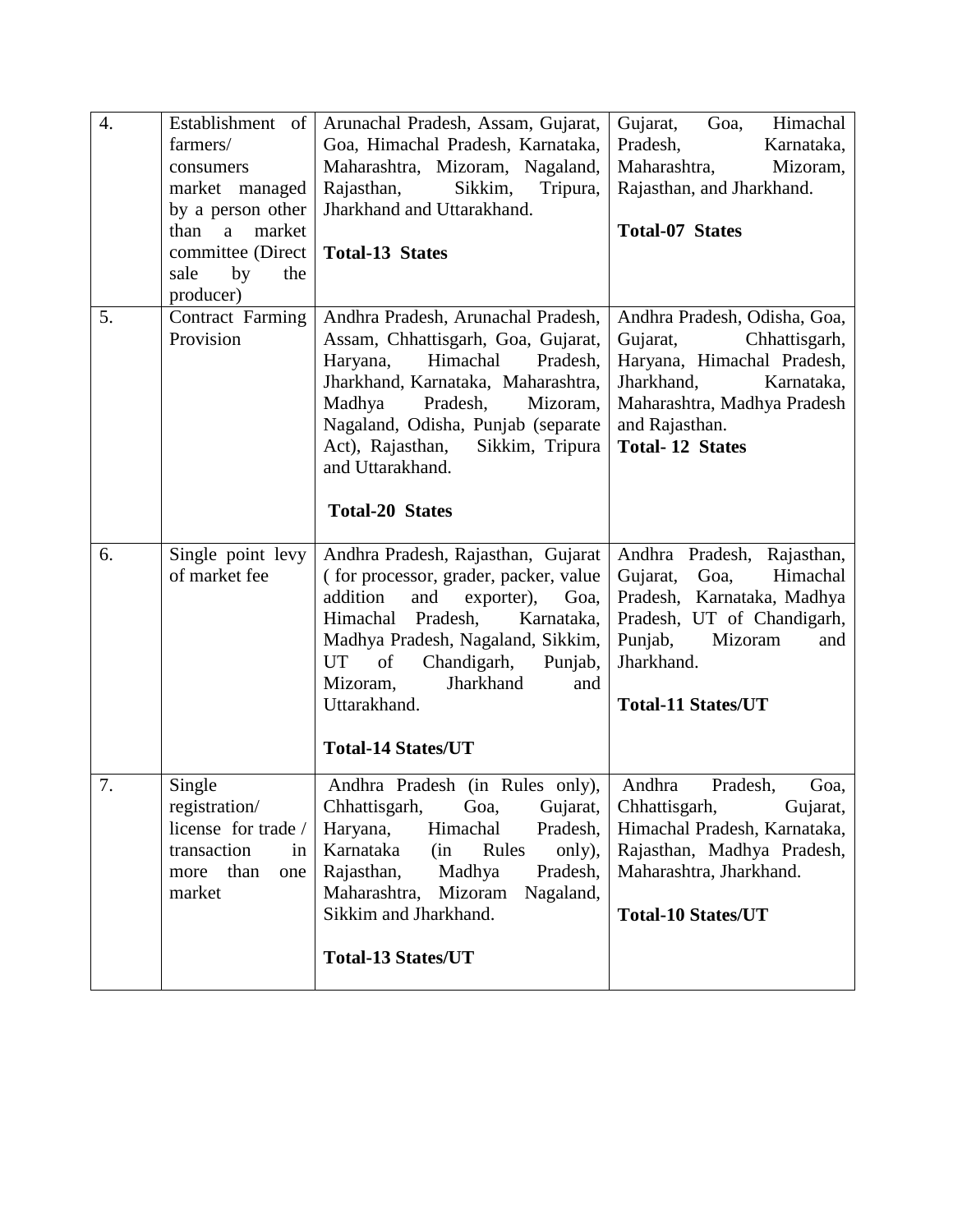| | | | |
|---|---|---|---|
| 4. | Establishment of farmers/ consumers market managed by a person other than a market committee (Direct sale by the producer) | Arunachal Pradesh, Assam, Gujarat, Goa, Himachal Pradesh, Karnataka, Maharashtra, Mizoram, Nagaland, Rajasthan, Sikkim, Tripura, Jharkhand and Uttarakhand.<br><br>**Total-13 States** | Gujarat, Goa, Himachal Pradesh, Karnataka, Maharashtra, Mizoram, Rajasthan, and Jharkhand.<br><br>**Total-07 States** |
| 5. | Contract Farming Provision | Andhra Pradesh, Arunachal Pradesh, Assam, Chhattisgarh, Goa, Gujarat, Haryana, Himachal Pradesh, Jharkhand, Karnataka, Maharashtra, Madhya Pradesh, Mizoram, Nagaland, Odisha, Punjab (separate Act), Rajasthan, Sikkim, Tripura and Uttarakhand.<br><br>**Total-20 States** | Andhra Pradesh, Odisha, Goa, Gujarat, Chhattisgarh, Haryana, Himachal Pradesh, Jharkhand, Karnataka, Maharashtra, Madhya Pradesh and Rajasthan.<br>**Total- 12 States** |
| 6. | Single point levy of market fee | Andhra Pradesh, Rajasthan, Gujarat ( for processor, grader, packer, value addition and exporter), Goa, Himachal Pradesh, Karnataka, Madhya Pradesh, Nagaland, Sikkim, UT of Chandigarh, Punjab, Mizoram, Jharkhand and Uttarakhand.<br><br>**Total-14 States/UT** | Andhra Pradesh, Rajasthan, Gujarat, Goa, Himachal Pradesh, Karnataka, Madhya Pradesh, UT of Chandigarh, Punjab, Mizoram and Jharkhand.<br><br>**Total-11 States/UT** |
| 7. | Single registration/ license for trade / transaction in more than one market | Andhra Pradesh (in Rules only), Chhattisgarh, Goa, Gujarat, Haryana, Himachal Pradesh, Karnataka (in Rules only), Rajasthan, Madhya Pradesh, Maharashtra, Mizoram Nagaland, Sikkim and Jharkhand.<br><br>**Total-13 States/UT** | Andhra Pradesh, Goa, Chhattisgarh, Gujarat, Himachal Pradesh, Karnataka, Rajasthan, Madhya Pradesh, Maharashtra, Jharkhand.<br><br>**Total-10 States/UT** |